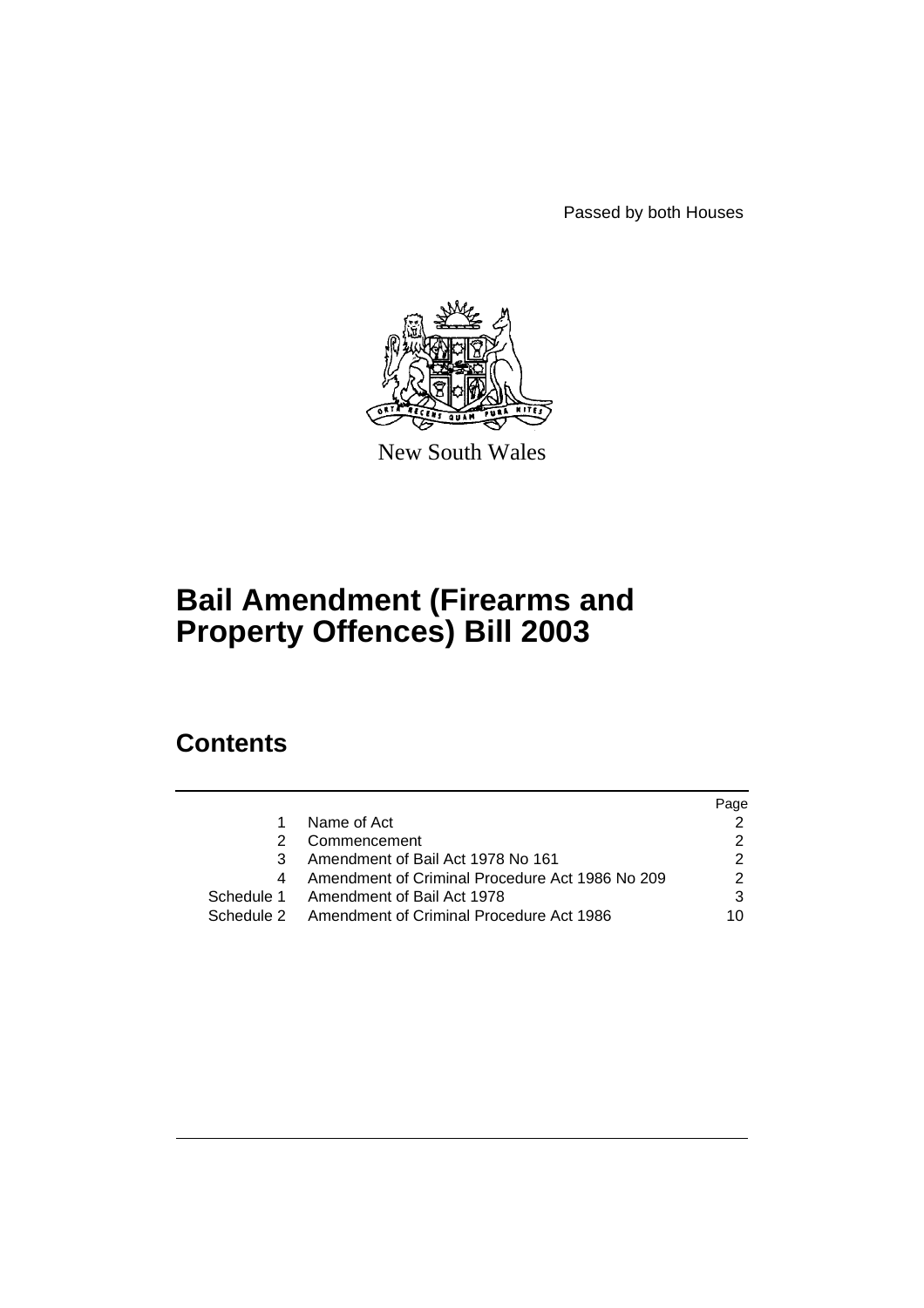Passed by both Houses

New South Wales

# Bail Amendment (Firearms and Property Offences) Bill 2003

## Contents

| | | Page |
|---|---|---|
| 1 | Name of Act | 2 |
| 2 | Commencement | 2 |
| 3 | Amendment of Bail Act 1978 No 161 | 2 |
| 4 | Amendment of Criminal Procedure Act 1986 No 209 | 2 |
| Schedule 1 | Amendment of Bail Act 1978 | 3 |
| Schedule 2 | Amendment of Criminal Procedure Act 1986 | 10 |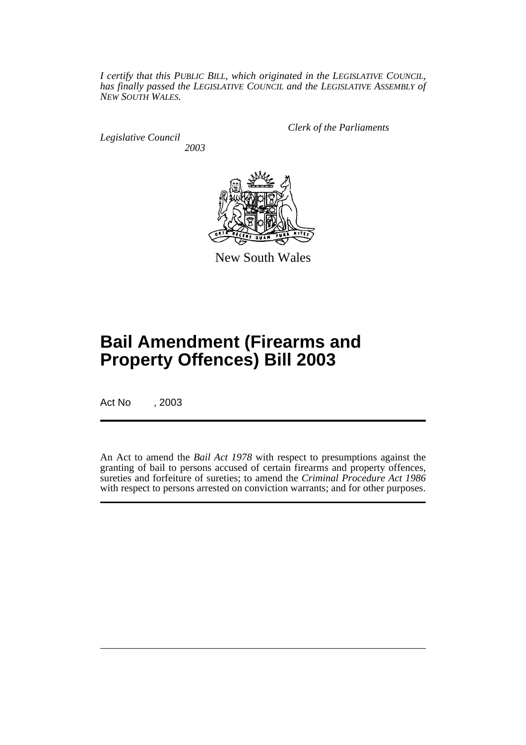*I certify that this PUBLIC BILL, which originated in the LEGISLATIVE COUNCIL, has finally passed the LEGISLATIVE COUNCIL and the LEGISLATIVE ASSEMBLY of NEW SOUTH WALES.*

*Clerk of the Parliaments*

*Legislative Council*

*2003*

New South Wales

# Bail Amendment (Firearms and Property Offences) Bill 2003

Act No , 2003

An Act to amend the *Bail Act 1978* with respect to presumptions against the granting of bail to persons accused of certain firearms and property offences, sureties and forfeiture of sureties; to amend the *Criminal Procedure Act 1986* with respect to persons arrested on conviction warrants; and for other purposes.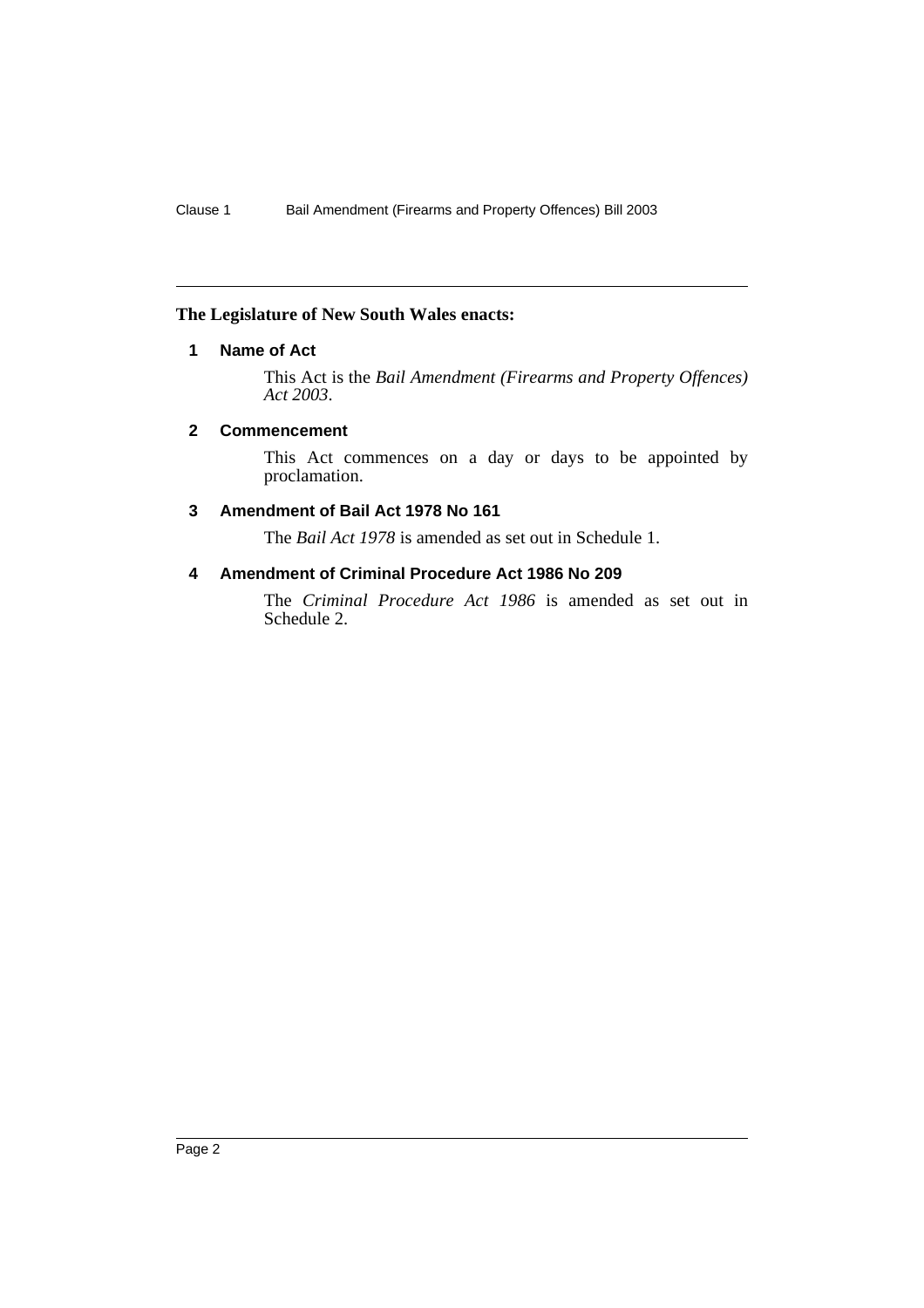The Legislature of New South Wales enacts:

## 1 Name of Act

This Act is the *Bail Amendment (Firearms and Property Offences) Act 2003*.

## 2 Commencement

This Act commences on a day or days to be appointed by proclamation.

## 3 Amendment of Bail Act 1978 No 161

The *Bail Act 1978* is amended as set out in Schedule 1.

## 4 Amendment of Criminal Procedure Act 1986 No 209

The *Criminal Procedure Act 1986* is amended as set out in Schedule 2.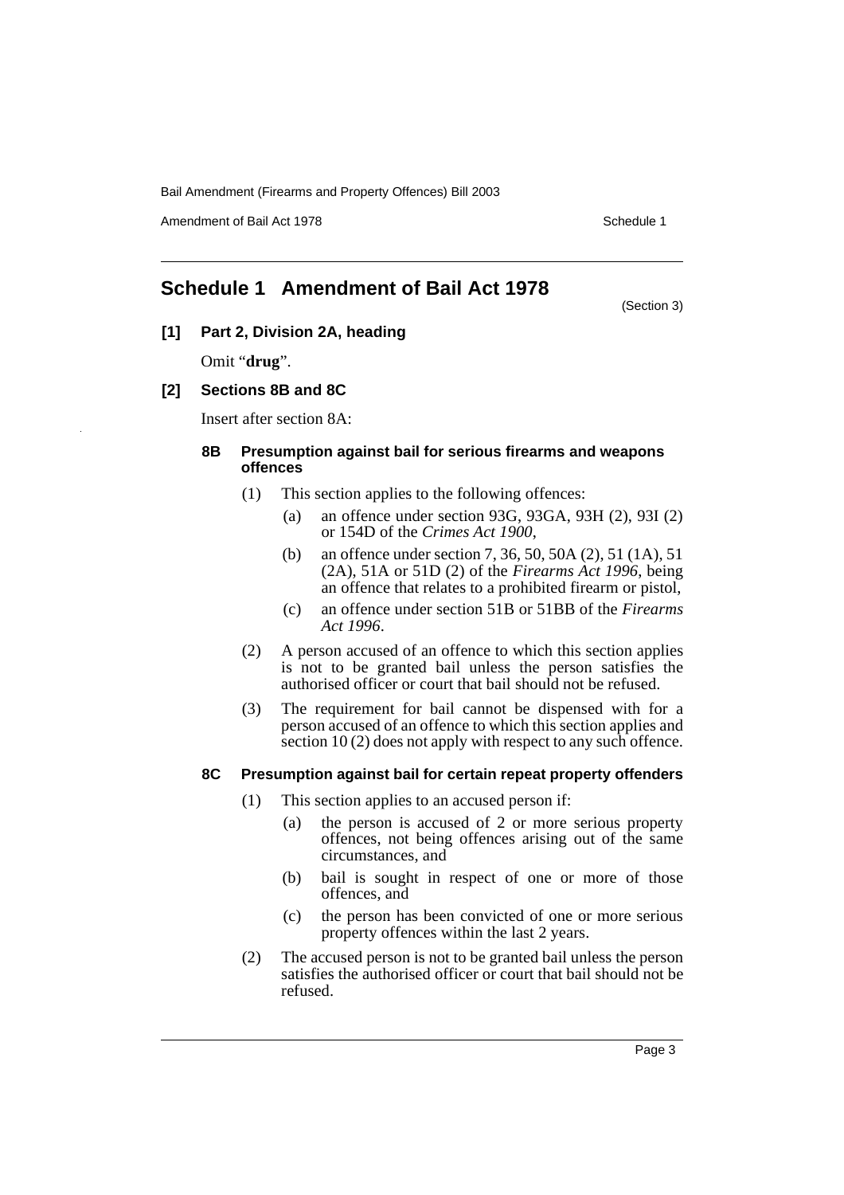# Schedule 1 Amendment of Bail Act 1978

(Section 3)

## [1] Part 2, Division 2A, heading

Omit "**drug**".

## [2] Sections 8B and 8C

Insert after section 8A:

### 8B Presumption against bail for serious firearms and weapons offences

(1) This section applies to the following offences:

- (a) an offence under section 93G, 93GA, 93H (2), 93I (2) or 154D of the *Crimes Act 1900*,
- (b) an offence under section 7, 36, 50, 50A (2), 51 (1A), 51 (2A), 51A or 51D (2) of the *Firearms Act 1996*, being an offence that relates to a prohibited firearm or pistol,
- (c) an offence under section 51B or 51BB of the *Firearms Act 1996*.

(2) A person accused of an offence to which this section applies is not to be granted bail unless the person satisfies the authorised officer or court that bail should not be refused.

(3) The requirement for bail cannot be dispensed with for a person accused of an offence to which this section applies and section 10 (2) does not apply with respect to any such offence.

### 8C Presumption against bail for certain repeat property offenders

(1) This section applies to an accused person if:

- (a) the person is accused of 2 or more serious property offences, not being offences arising out of the same circumstances, and
- (b) bail is sought in respect of one or more of those offences, and
- (c) the person has been convicted of one or more serious property offences within the last 2 years.

(2) The accused person is not to be granted bail unless the person satisfies the authorised officer or court that bail should not be refused.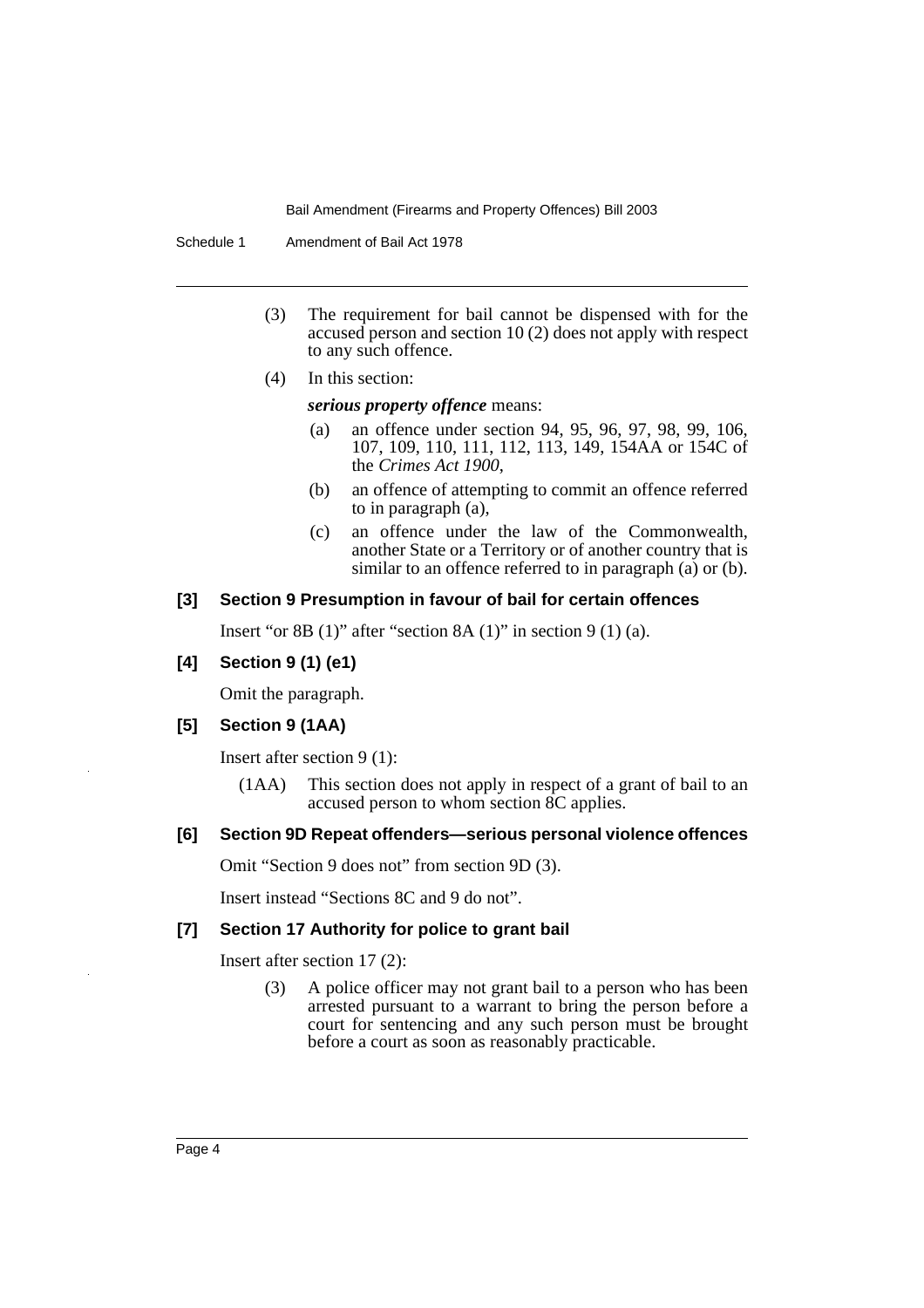(3) The requirement for bail cannot be dispensed with for the accused person and section 10 (2) does not apply with respect to any such offence.

(4) In this section:

***serious property offence*** means:

(a) an offence under section 94, 95, 96, 97, 98, 99, 106, 107, 109, 110, 111, 112, 113, 149, 154AA or 154C of the *Crimes Act 1900*,

(b) an offence of attempting to commit an offence referred to in paragraph (a),

(c) an offence under the law of the Commonwealth, another State or a Territory or of another country that is similar to an offence referred to in paragraph (a) or (b).

### [3] Section 9 Presumption in favour of bail for certain offences

Insert "or 8B (1)" after "section 8A (1)" in section 9 (1) (a).

### [4] Section 9 (1) (e1)

Omit the paragraph.

### [5] Section 9 (1AA)

Insert after section 9 (1):

(1AA) This section does not apply in respect of a grant of bail to an accused person to whom section 8C applies.

### [6] Section 9D Repeat offenders—serious personal violence offences

Omit "Section 9 does not" from section 9D (3).

Insert instead "Sections 8C and 9 do not".

### [7] Section 17 Authority for police to grant bail

Insert after section 17 (2):

(3) A police officer may not grant bail to a person who has been arrested pursuant to a warrant to bring the person before a court for sentencing and any such person must be brought before a court as soon as reasonably practicable.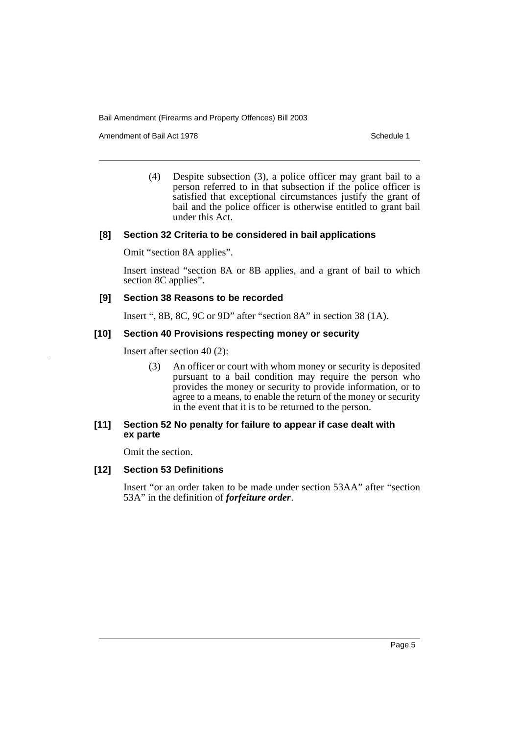(4) Despite subsection (3), a police officer may grant bail to a person referred to in that subsection if the police officer is satisfied that exceptional circumstances justify the grant of bail and the police officer is otherwise entitled to grant bail under this Act.

### [8] Section 32 Criteria to be considered in bail applications

Omit "section 8A applies".

Insert instead "section 8A or 8B applies, and a grant of bail to which section 8C applies".

### [9] Section 38 Reasons to be recorded

Insert ", 8B, 8C, 9C or 9D" after "section 8A" in section 38 (1A).

### [10] Section 40 Provisions respecting money or security

Insert after section 40 (2):

(3) An officer or court with whom money or security is deposited pursuant to a bail condition may require the person who provides the money or security to provide information, or to agree to a means, to enable the return of the money or security in the event that it is to be returned to the person.

### [11] Section 52 No penalty for failure to appear if case dealt with ex parte

Omit the section.

### [12] Section 53 Definitions

Insert "or an order taken to be made under section 53AA" after "section 53A" in the definition of ***forfeiture order***.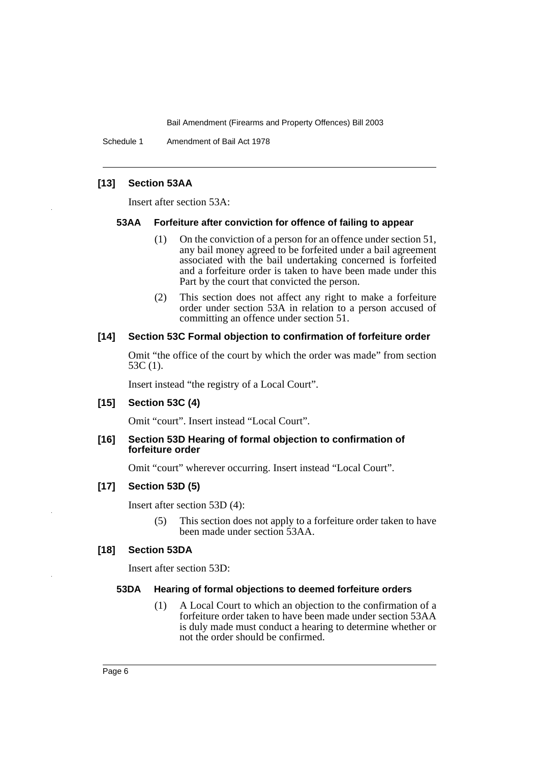### [13] Section 53AA

Insert after section 53A:

#### 53AA Forfeiture after conviction for offence of failing to appear

(1) On the conviction of a person for an offence under section 51, any bail money agreed to be forfeited under a bail agreement associated with the bail undertaking concerned is forfeited and a forfeiture order is taken to have been made under this Part by the court that convicted the person.

(2) This section does not affect any right to make a forfeiture order under section 53A in relation to a person accused of committing an offence under section 51.

### [14] Section 53C Formal objection to confirmation of forfeiture order

Omit "the office of the court by which the order was made" from section 53C (1).

Insert instead "the registry of a Local Court".

### [15] Section 53C (4)

Omit "court". Insert instead "Local Court".

### [16] Section 53D Hearing of formal objection to confirmation of forfeiture order

Omit "court" wherever occurring. Insert instead "Local Court".

### [17] Section 53D (5)

Insert after section 53D (4):

(5) This section does not apply to a forfeiture order taken to have been made under section 53AA.

### [18] Section 53DA

Insert after section 53D:

#### 53DA Hearing of formal objections to deemed forfeiture orders

(1) A Local Court to which an objection to the confirmation of a forfeiture order taken to have been made under section 53AA is duly made must conduct a hearing to determine whether or not the order should be confirmed.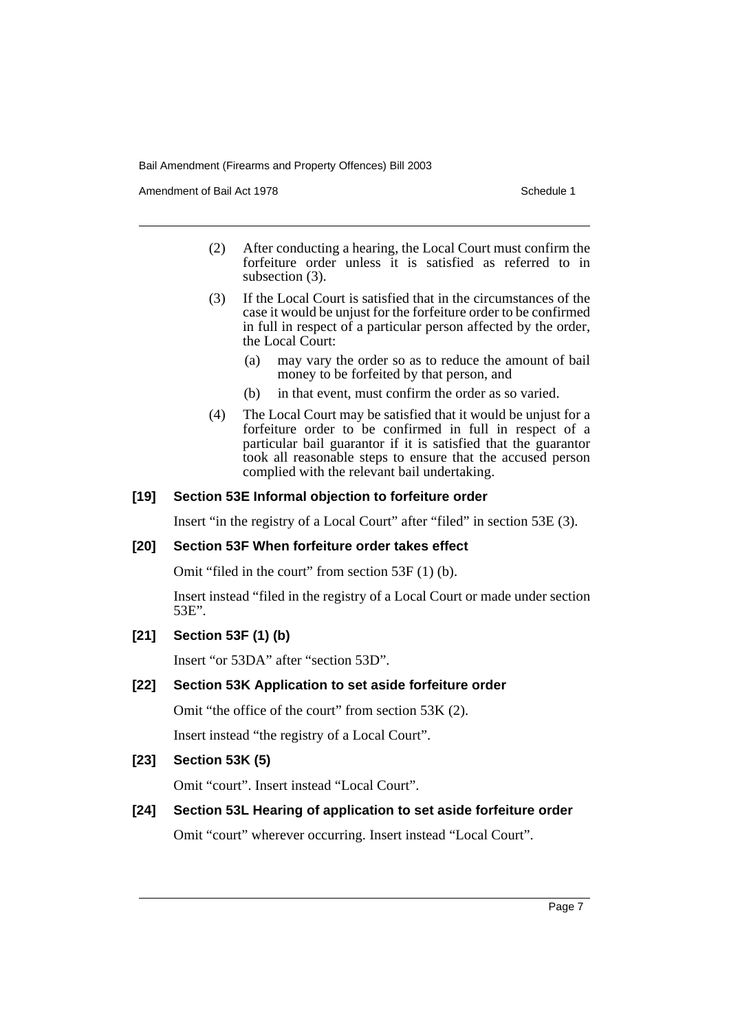(2) After conducting a hearing, the Local Court must confirm the forfeiture order unless it is satisfied as referred to in subsection (3).

(3) If the Local Court is satisfied that in the circumstances of the case it would be unjust for the forfeiture order to be confirmed in full in respect of a particular person affected by the order, the Local Court:

(a) may vary the order so as to reduce the amount of bail money to be forfeited by that person, and

(b) in that event, must confirm the order as so varied.

(4) The Local Court may be satisfied that it would be unjust for a forfeiture order to be confirmed in full in respect of a particular bail guarantor if it is satisfied that the guarantor took all reasonable steps to ensure that the accused person complied with the relevant bail undertaking.

**[19] Section 53E Informal objection to forfeiture order**

Insert "in the registry of a Local Court" after "filed" in section 53E (3).

**[20] Section 53F When forfeiture order takes effect**

Omit "filed in the court" from section 53F (1) (b).

Insert instead "filed in the registry of a Local Court or made under section 53E".

**[21] Section 53F (1) (b)**

Insert "or 53DA" after "section 53D".

**[22] Section 53K Application to set aside forfeiture order**

Omit "the office of the court" from section 53K (2).

Insert instead "the registry of a Local Court".

**[23] Section 53K (5)**

Omit "court". Insert instead "Local Court".

**[24] Section 53L Hearing of application to set aside forfeiture order**

Omit "court" wherever occurring. Insert instead "Local Court".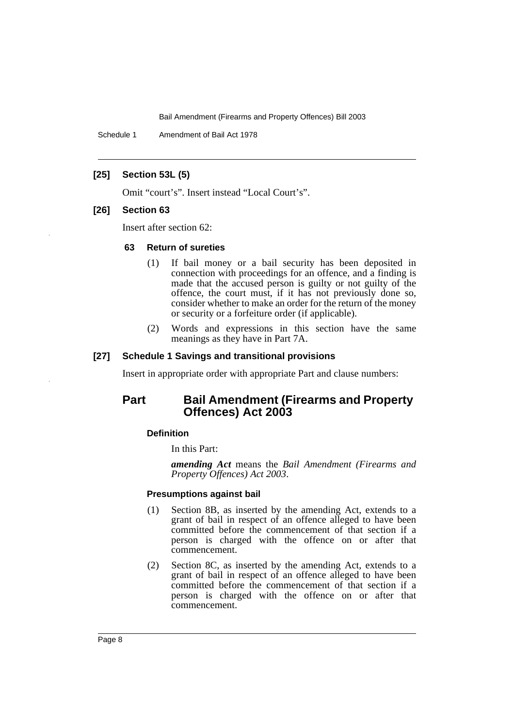**[25] Section 53L (5)**

Omit "court's". Insert instead "Local Court's".

**[26] Section 63**

Insert after section 62:

**63 Return of sureties**

(1) If bail money or a bail security has been deposited in connection with proceedings for an offence, and a finding is made that the accused person is guilty or not guilty of the offence, the court must, if it has not previously done so, consider whether to make an order for the return of the money or security or a forfeiture order (if applicable).

(2) Words and expressions in this section have the same meanings as they have in Part 7A.

**[27] Schedule 1 Savings and transitional provisions**

Insert in appropriate order with appropriate Part and clause numbers:

## Part Bail Amendment (Firearms and Property Offences) Act 2003

**Definition**

In this Part:

***amending Act*** means the *Bail Amendment (Firearms and Property Offences) Act 2003*.

**Presumptions against bail**

(1) Section 8B, as inserted by the amending Act, extends to a grant of bail in respect of an offence alleged to have been committed before the commencement of that section if a person is charged with the offence on or after that commencement.

(2) Section 8C, as inserted by the amending Act, extends to a grant of bail in respect of an offence alleged to have been committed before the commencement of that section if a person is charged with the offence on or after that commencement.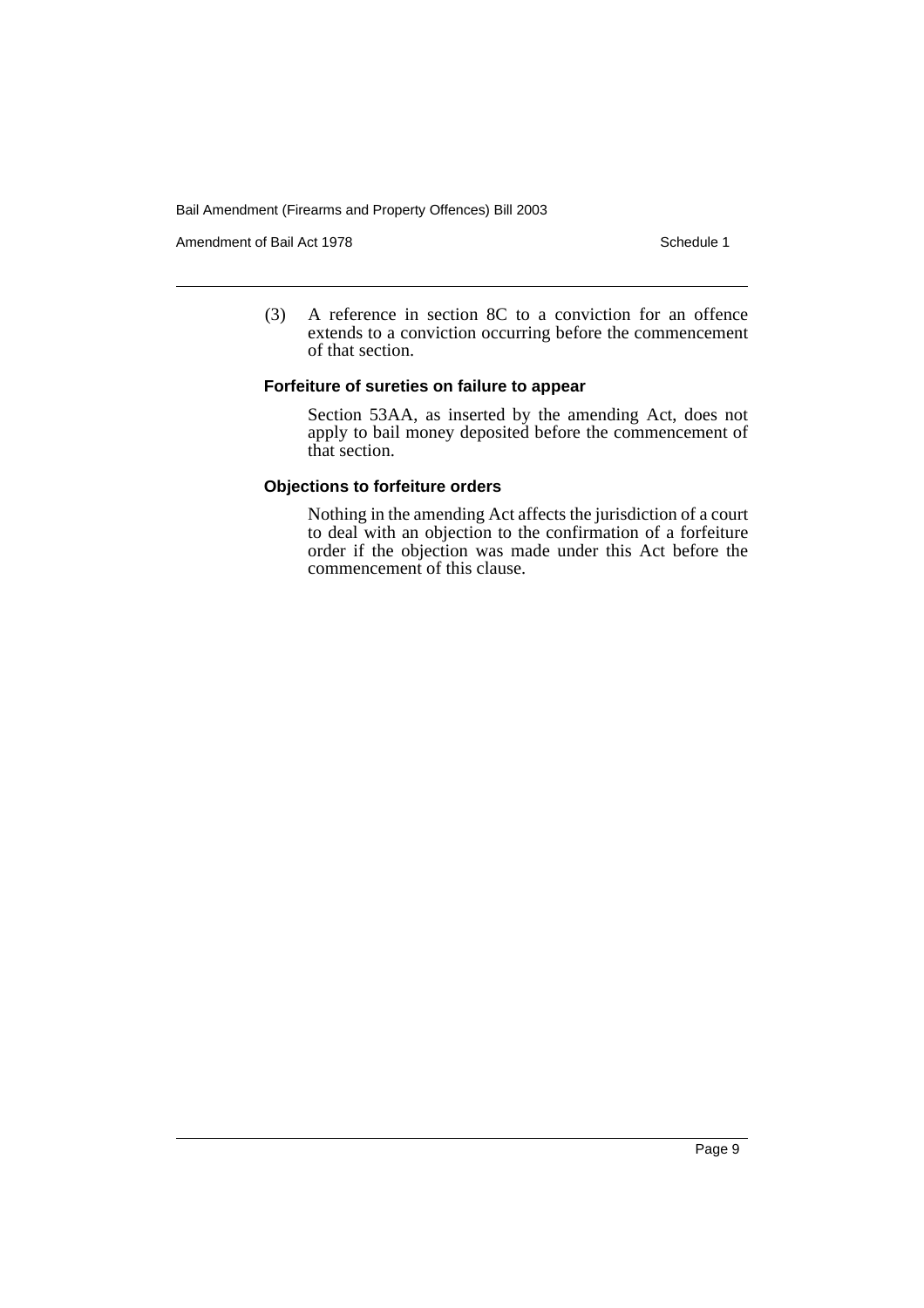(3) A reference in section 8C to a conviction for an offence extends to a conviction occurring before the commencement of that section.

**Forfeiture of sureties on failure to appear**

Section 53AA, as inserted by the amending Act, does not apply to bail money deposited before the commencement of that section.

**Objections to forfeiture orders**

Nothing in the amending Act affects the jurisdiction of a court to deal with an objection to the confirmation of a forfeiture order if the objection was made under this Act before the commencement of this clause.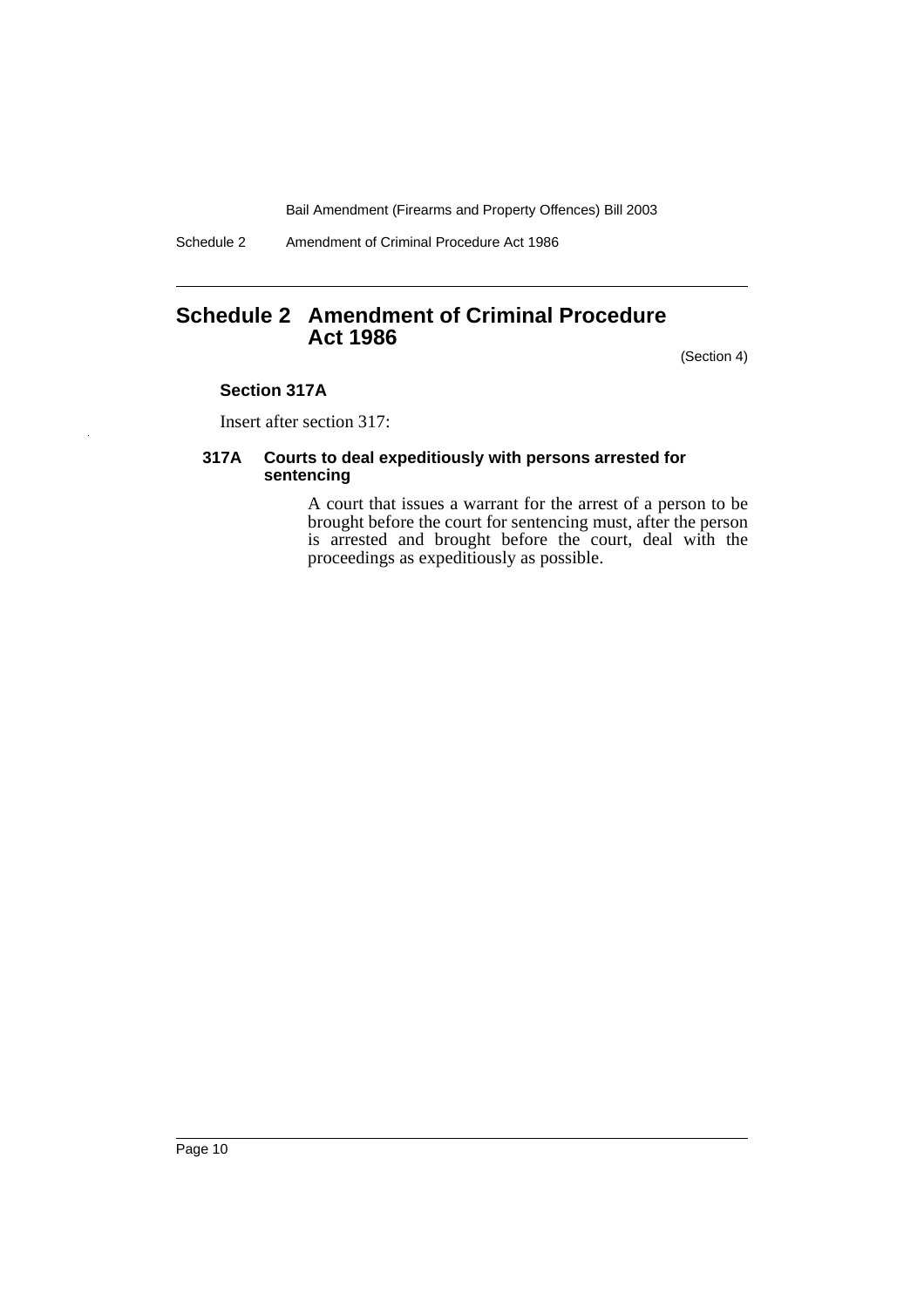## Schedule 2 Amendment of Criminal Procedure Act 1986

(Section 4)

**Section 317A**

Insert after section 317:

**317A Courts to deal expeditiously with persons arrested for sentencing**

A court that issues a warrant for the arrest of a person to be brought before the court for sentencing must, after the person is arrested and brought before the court, deal with the proceedings as expeditiously as possible.